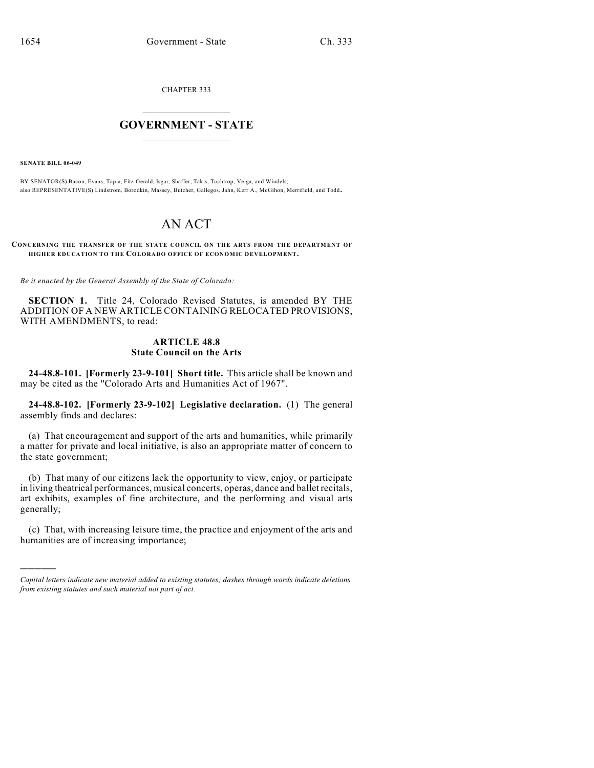CHAPTER 333

# GOVERNMENT - STATE

**SENATE BILL 06-049**

BY SENATOR(S) Bacon, Evans, Tapia, Fitz-Gerald, Isgar, Shaffer, Takis, Tochtrop, Veiga, and Windels;
also REPRESENTATIVE(S) Lindstrom, Borodkin, Massey, Butcher, Gallegos, Jahn, Kerr A., McGihon, Merrifield, and Todd.

# AN ACT

**CONCERNING THE TRANSFER OF THE STATE COUNCIL ON THE ARTS FROM THE DEPARTMENT OF HIGHER EDUCATION TO THE COLORADO OFFICE OF ECONOMIC DEVELOPMENT.**

*Be it enacted by the General Assembly of the State of Colorado:*

**SECTION 1.** Title 24, Colorado Revised Statutes, is amended BY THE ADDITION OF A NEW ARTICLE CONTAINING RELOCATED PROVISIONS, WITH AMENDMENTS, to read:

## ARTICLE 48.8
## State Council on the Arts

**24-48.8-101. [Formerly 23-9-101] Short title.** This article shall be known and may be cited as the "Colorado Arts and Humanities Act of 1967".

**24-48.8-102. [Formerly 23-9-102] Legislative declaration.** (1) The general assembly finds and declares:

(a) That encouragement and support of the arts and humanities, while primarily a matter for private and local initiative, is also an appropriate matter of concern to the state government;

(b) That many of our citizens lack the opportunity to view, enjoy, or participate in living theatrical performances, musical concerts, operas, dance and ballet recitals, art exhibits, examples of fine architecture, and the performing and visual arts generally;

(c) That, with increasing leisure time, the practice and enjoyment of the arts and humanities are of increasing importance;

---

*Capital letters indicate new material added to existing statutes; dashes through words indicate deletions from existing statutes and such material not part of act.*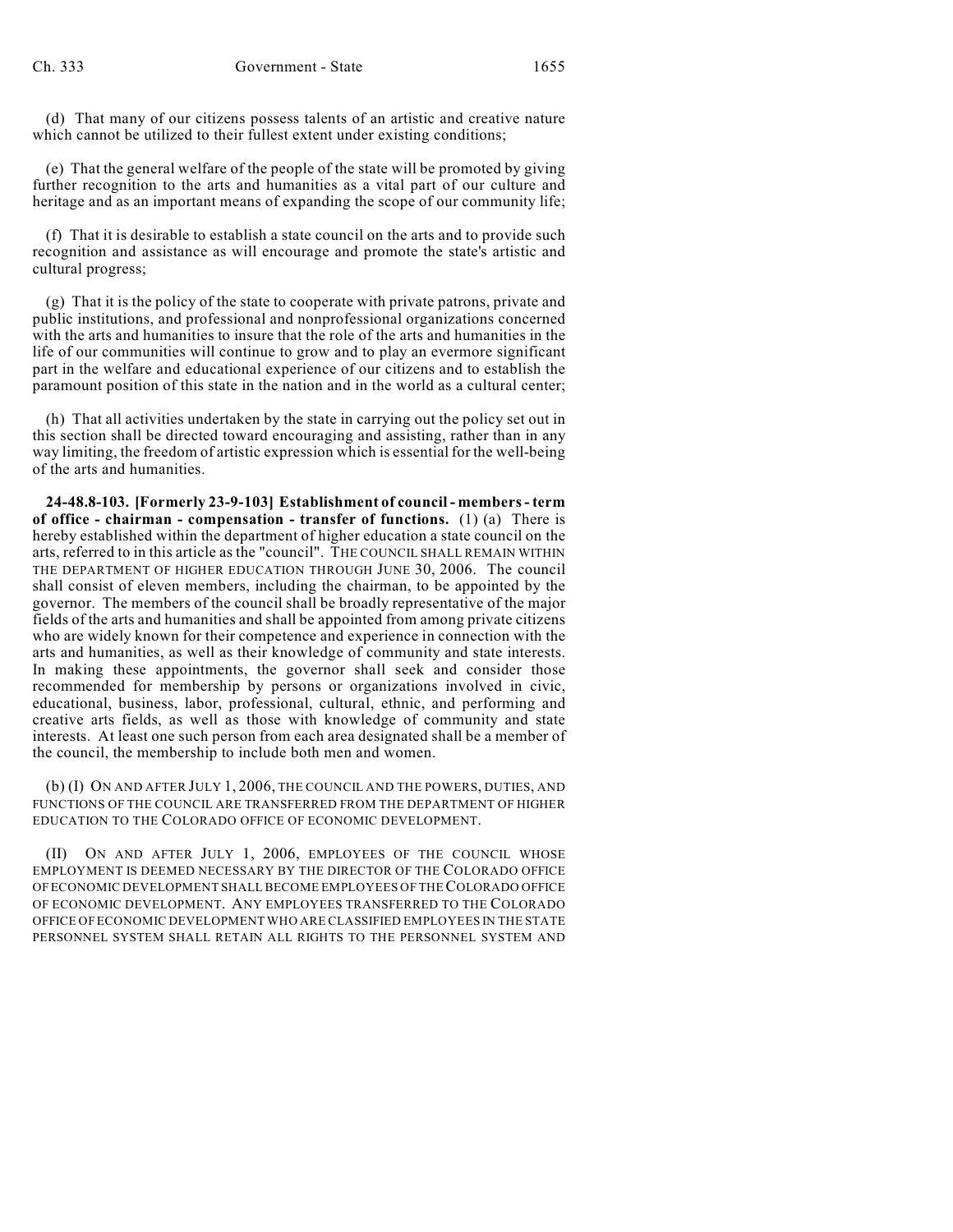(d) That many of our citizens possess talents of an artistic and creative nature which cannot be utilized to their fullest extent under existing conditions;

(e) That the general welfare of the people of the state will be promoted by giving further recognition to the arts and humanities as a vital part of our culture and heritage and as an important means of expanding the scope of our community life;

(f) That it is desirable to establish a state council on the arts and to provide such recognition and assistance as will encourage and promote the state's artistic and cultural progress;

(g) That it is the policy of the state to cooperate with private patrons, private and public institutions, and professional and nonprofessional organizations concerned with the arts and humanities to insure that the role of the arts and humanities in the life of our communities will continue to grow and to play an evermore significant part in the welfare and educational experience of our citizens and to establish the paramount position of this state in the nation and in the world as a cultural center;

(h) That all activities undertaken by the state in carrying out the policy set out in this section shall be directed toward encouraging and assisting, rather than in any way limiting, the freedom of artistic expression which is essential for the well-being of the arts and humanities.

**24-48.8-103. [Formerly 23-9-103] Establishment of council - members - term of office - chairman - compensation - transfer of functions.** (1) (a) There is hereby established within the department of higher education a state council on the arts, referred to in this article as the "council". THE COUNCIL SHALL REMAIN WITHIN THE DEPARTMENT OF HIGHER EDUCATION THROUGH JUNE 30, 2006. The council shall consist of eleven members, including the chairman, to be appointed by the governor. The members of the council shall be broadly representative of the major fields of the arts and humanities and shall be appointed from among private citizens who are widely known for their competence and experience in connection with the arts and humanities, as well as their knowledge of community and state interests. In making these appointments, the governor shall seek and consider those recommended for membership by persons or organizations involved in civic, educational, business, labor, professional, cultural, ethnic, and performing and creative arts fields, as well as those with knowledge of community and state interests. At least one such person from each area designated shall be a member of the council, the membership to include both men and women.

(b) (I) ON AND AFTER JULY 1, 2006, THE COUNCIL AND THE POWERS, DUTIES, AND FUNCTIONS OF THE COUNCIL ARE TRANSFERRED FROM THE DEPARTMENT OF HIGHER EDUCATION TO THE COLORADO OFFICE OF ECONOMIC DEVELOPMENT.

(II) ON AND AFTER JULY 1, 2006, EMPLOYEES OF THE COUNCIL WHOSE EMPLOYMENT IS DEEMED NECESSARY BY THE DIRECTOR OF THE COLORADO OFFICE OF ECONOMIC DEVELOPMENT SHALL BECOME EMPLOYEES OF THE COLORADO OFFICE OF ECONOMIC DEVELOPMENT. ANY EMPLOYEES TRANSFERRED TO THE COLORADO OFFICE OF ECONOMIC DEVELOPMENT WHO ARE CLASSIFIED EMPLOYEES IN THE STATE PERSONNEL SYSTEM SHALL RETAIN ALL RIGHTS TO THE PERSONNEL SYSTEM AND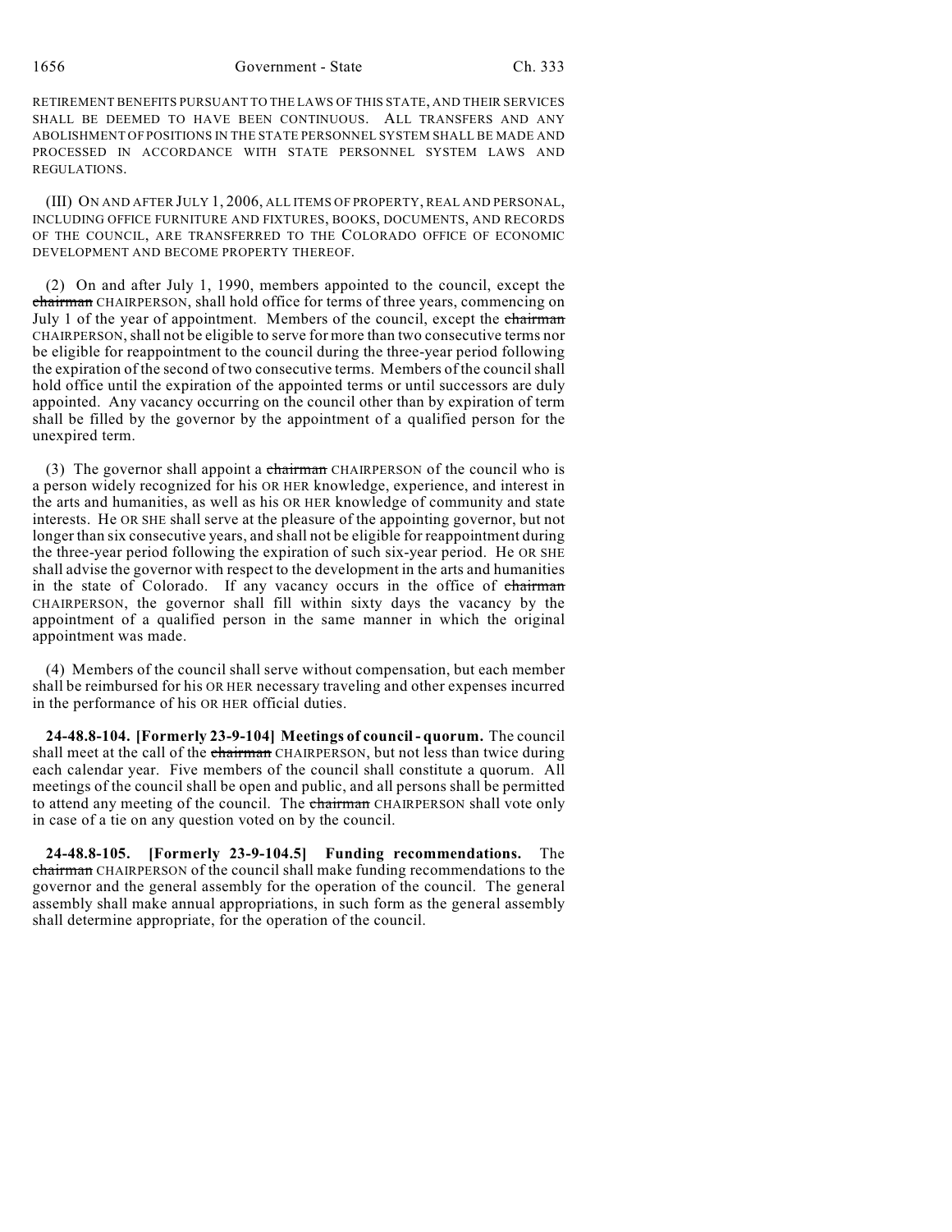RETIREMENT BENEFITS PURSUANT TO THE LAWS OF THIS STATE, AND THEIR SERVICES SHALL BE DEEMED TO HAVE BEEN CONTINUOUS. ALL TRANSFERS AND ANY ABOLISHMENT OF POSITIONS IN THE STATE PERSONNEL SYSTEM SHALL BE MADE AND PROCESSED IN ACCORDANCE WITH STATE PERSONNEL SYSTEM LAWS AND REGULATIONS.

(III) ON AND AFTER JULY 1, 2006, ALL ITEMS OF PROPERTY, REAL AND PERSONAL, INCLUDING OFFICE FURNITURE AND FIXTURES, BOOKS, DOCUMENTS, AND RECORDS OF THE COUNCIL, ARE TRANSFERRED TO THE COLORADO OFFICE OF ECONOMIC DEVELOPMENT AND BECOME PROPERTY THEREOF.

(2) On and after July 1, 1990, members appointed to the council, except the ~~chairman~~ CHAIRPERSON, shall hold office for terms of three years, commencing on July 1 of the year of appointment. Members of the council, except the ~~chairman~~ CHAIRPERSON, shall not be eligible to serve for more than two consecutive terms nor be eligible for reappointment to the council during the three-year period following the expiration of the second of two consecutive terms. Members of the council shall hold office until the expiration of the appointed terms or until successors are duly appointed. Any vacancy occurring on the council other than by expiration of term shall be filled by the governor by the appointment of a qualified person for the unexpired term.

(3) The governor shall appoint a ~~chairman~~ CHAIRPERSON of the council who is a person widely recognized for his OR HER knowledge, experience, and interest in the arts and humanities, as well as his OR HER knowledge of community and state interests. He OR SHE shall serve at the pleasure of the appointing governor, but not longer than six consecutive years, and shall not be eligible for reappointment during the three-year period following the expiration of such six-year period. He OR SHE shall advise the governor with respect to the development in the arts and humanities in the state of Colorado. If any vacancy occurs in the office of ~~chairman~~ CHAIRPERSON, the governor shall fill within sixty days the vacancy by the appointment of a qualified person in the same manner in which the original appointment was made.

(4) Members of the council shall serve without compensation, but each member shall be reimbursed for his OR HER necessary traveling and other expenses incurred in the performance of his OR HER official duties.

**24-48.8-104. [Formerly 23-9-104] Meetings of council - quorum.** The council shall meet at the call of the ~~chairman~~ CHAIRPERSON, but not less than twice during each calendar year. Five members of the council shall constitute a quorum. All meetings of the council shall be open and public, and all persons shall be permitted to attend any meeting of the council. The ~~chairman~~ CHAIRPERSON shall vote only in case of a tie on any question voted on by the council.

**24-48.8-105. [Formerly 23-9-104.5] Funding recommendations.** The ~~chairman~~ CHAIRPERSON of the council shall make funding recommendations to the governor and the general assembly for the operation of the council. The general assembly shall make annual appropriations, in such form as the general assembly shall determine appropriate, for the operation of the council.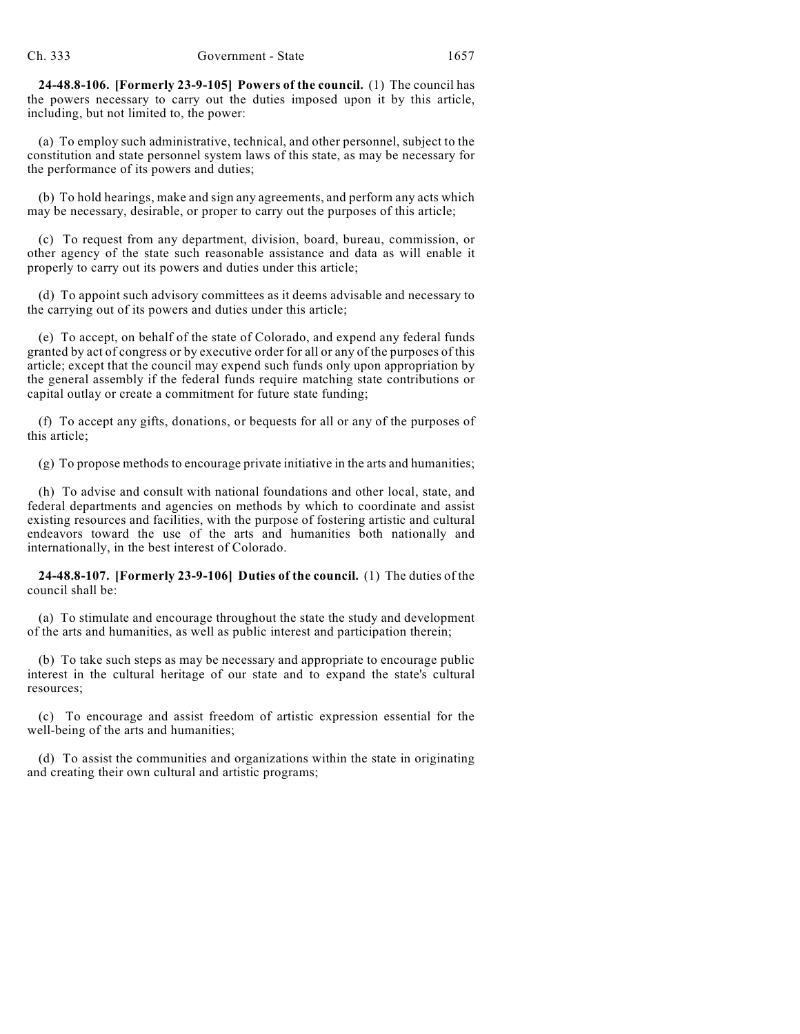**24-48.8-106. [Formerly 23-9-105] Powers of the council.** (1) The council has the powers necessary to carry out the duties imposed upon it by this article, including, but not limited to, the power:

(a) To employ such administrative, technical, and other personnel, subject to the constitution and state personnel system laws of this state, as may be necessary for the performance of its powers and duties;

(b) To hold hearings, make and sign any agreements, and perform any acts which may be necessary, desirable, or proper to carry out the purposes of this article;

(c) To request from any department, division, board, bureau, commission, or other agency of the state such reasonable assistance and data as will enable it properly to carry out its powers and duties under this article;

(d) To appoint such advisory committees as it deems advisable and necessary to the carrying out of its powers and duties under this article;

(e) To accept, on behalf of the state of Colorado, and expend any federal funds granted by act of congress or by executive order for all or any of the purposes of this article; except that the council may expend such funds only upon appropriation by the general assembly if the federal funds require matching state contributions or capital outlay or create a commitment for future state funding;

(f) To accept any gifts, donations, or bequests for all or any of the purposes of this article;

(g) To propose methods to encourage private initiative in the arts and humanities;

(h) To advise and consult with national foundations and other local, state, and federal departments and agencies on methods by which to coordinate and assist existing resources and facilities, with the purpose of fostering artistic and cultural endeavors toward the use of the arts and humanities both nationally and internationally, in the best interest of Colorado.

**24-48.8-107. [Formerly 23-9-106] Duties of the council.** (1) The duties of the council shall be:

(a) To stimulate and encourage throughout the state the study and development of the arts and humanities, as well as public interest and participation therein;

(b) To take such steps as may be necessary and appropriate to encourage public interest in the cultural heritage of our state and to expand the state's cultural resources;

(c) To encourage and assist freedom of artistic expression essential for the well-being of the arts and humanities;

(d) To assist the communities and organizations within the state in originating and creating their own cultural and artistic programs;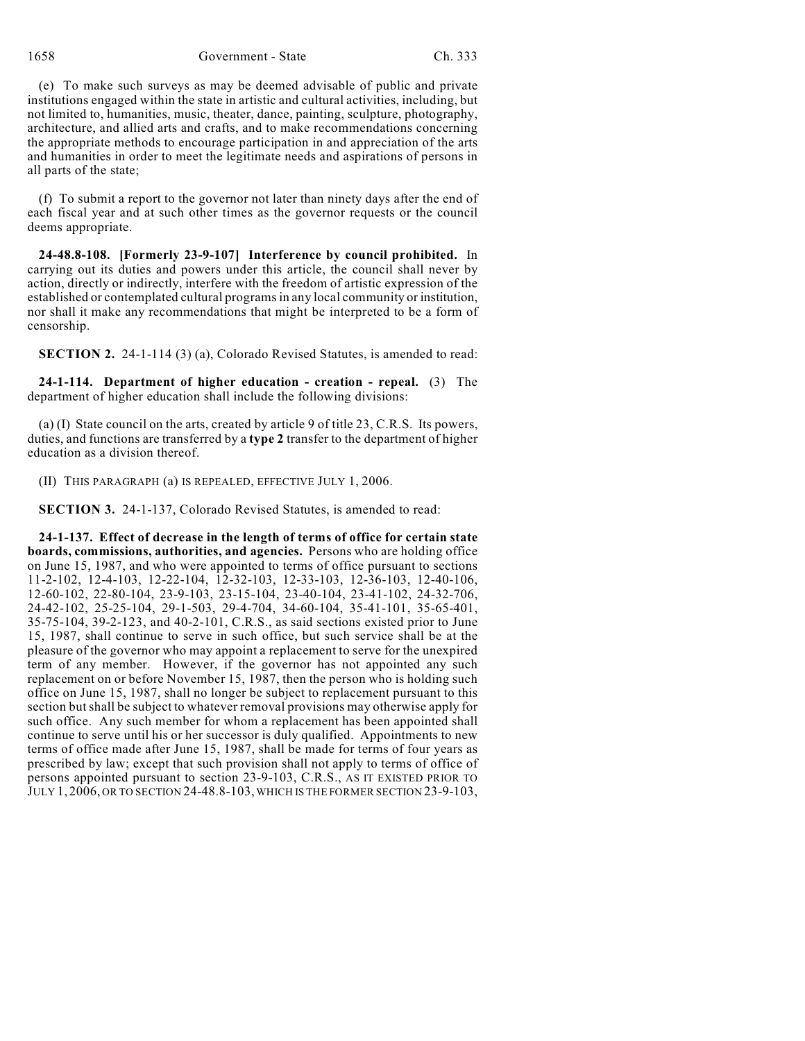(e) To make such surveys as may be deemed advisable of public and private institutions engaged within the state in artistic and cultural activities, including, but not limited to, humanities, music, theater, dance, painting, sculpture, photography, architecture, and allied arts and crafts, and to make recommendations concerning the appropriate methods to encourage participation in and appreciation of the arts and humanities in order to meet the legitimate needs and aspirations of persons in all parts of the state;

(f) To submit a report to the governor not later than ninety days after the end of each fiscal year and at such other times as the governor requests or the council deems appropriate.

**24-48.8-108. [Formerly 23-9-107] Interference by council prohibited.** In carrying out its duties and powers under this article, the council shall never by action, directly or indirectly, interfere with the freedom of artistic expression of the established or contemplated cultural programs in any local community or institution, nor shall it make any recommendations that might be interpreted to be a form of censorship.

**SECTION 2.** 24-1-114 (3) (a), Colorado Revised Statutes, is amended to read:

**24-1-114. Department of higher education - creation - repeal.** (3) The department of higher education shall include the following divisions:

(a) (I) State council on the arts, created by article 9 of title 23, C.R.S. Its powers, duties, and functions are transferred by a **type 2** transfer to the department of higher education as a division thereof.

(II) THIS PARAGRAPH (a) IS REPEALED, EFFECTIVE JULY 1, 2006.

**SECTION 3.** 24-1-137, Colorado Revised Statutes, is amended to read:

**24-1-137. Effect of decrease in the length of terms of office for certain state boards, commissions, authorities, and agencies.** Persons who are holding office on June 15, 1987, and who were appointed to terms of office pursuant to sections 11-2-102, 12-4-103, 12-22-104, 12-32-103, 12-33-103, 12-36-103, 12-40-106, 12-60-102, 22-80-104, 23-9-103, 23-15-104, 23-40-104, 23-41-102, 24-32-706, 24-42-102, 25-25-104, 29-1-503, 29-4-704, 34-60-104, 35-41-101, 35-65-401, 35-75-104, 39-2-123, and 40-2-101, C.R.S., as said sections existed prior to June 15, 1987, shall continue to serve in such office, but such service shall be at the pleasure of the governor who may appoint a replacement to serve for the unexpired term of any member. However, if the governor has not appointed any such replacement on or before November 15, 1987, then the person who is holding such office on June 15, 1987, shall no longer be subject to replacement pursuant to this section but shall be subject to whatever removal provisions may otherwise apply for such office. Any such member for whom a replacement has been appointed shall continue to serve until his or her successor is duly qualified. Appointments to new terms of office made after June 15, 1987, shall be made for terms of four years as prescribed by law; except that such provision shall not apply to terms of office of persons appointed pursuant to section 23-9-103, C.R.S., AS IT EXISTED PRIOR TO JULY 1, 2006, OR TO SECTION 24-48.8-103, WHICH IS THE FORMER SECTION 23-9-103,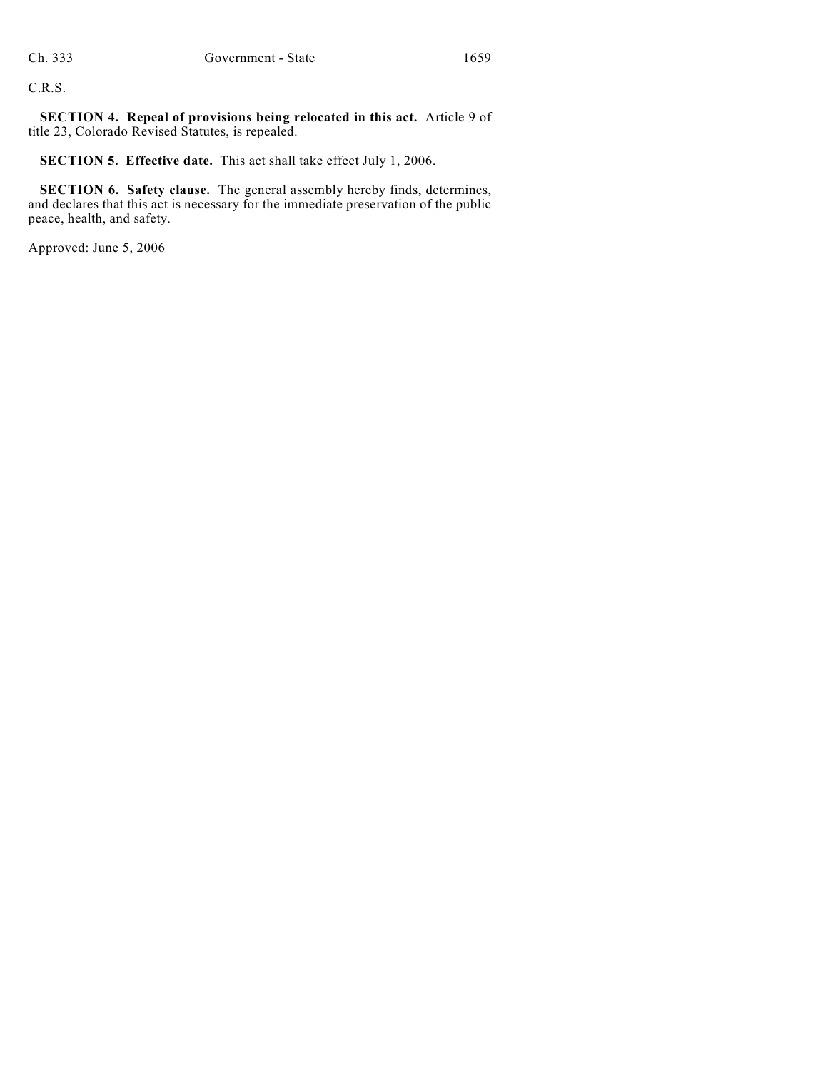C.R.S.

**SECTION 4. Repeal of provisions being relocated in this act.** Article 9 of title 23, Colorado Revised Statutes, is repealed.

**SECTION 5. Effective date.** This act shall take effect July 1, 2006.

**SECTION 6. Safety clause.** The general assembly hereby finds, determines, and declares that this act is necessary for the immediate preservation of the public peace, health, and safety.

Approved: June 5, 2006